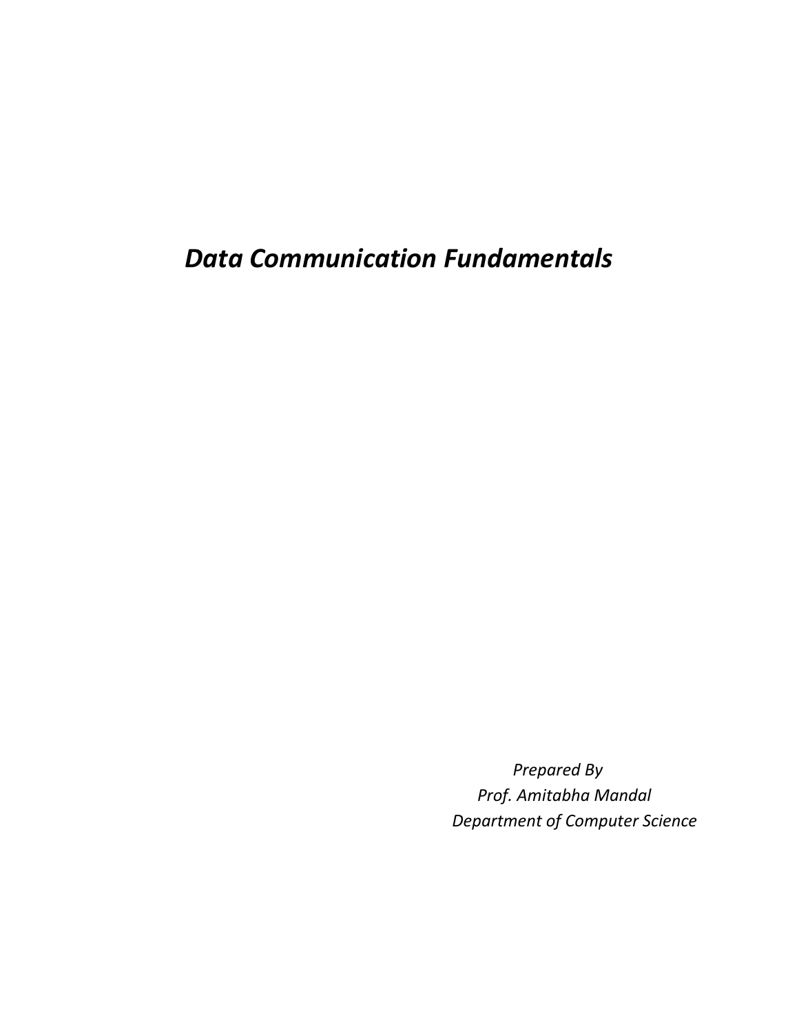# *Data Communication Fundamentals*

*Prepared By*

*Prof. Amitabha Mandal*

*Department of Computer Science*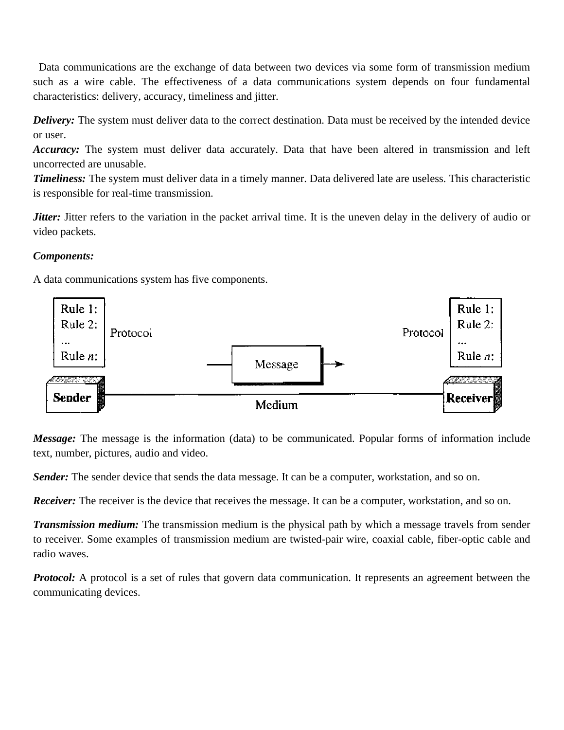Data communications are the exchange of data between two devices via some form of transmission medium such as a wire cable. The effectiveness of a data communications system depends on four fundamental characteristics: delivery, accuracy, timeliness and jitter.

***Delivery:*** The system must deliver data to the correct destination. Data must be received by the intended device or user.

***Accuracy:*** The system must deliver data accurately. Data that have been altered in transmission and left uncorrected are unusable.

***Timeliness:*** The system must deliver data in a timely manner. Data delivered late are useless. This characteristic is responsible for real-time transmission.

***Jitter:*** Jitter refers to the variation in the packet arrival time. It is the uneven delay in the delivery of audio or video packets.

***Components:***

A data communications system has five components.

***Message:*** The message is the information (data) to be communicated. Popular forms of information include text, number, pictures, audio and video.

***Sender:*** The sender device that sends the data message. It can be a computer, workstation, and so on.

***Receiver:*** The receiver is the device that receives the message. It can be a computer, workstation, and so on.

***Transmission medium:*** The transmission medium is the physical path by which a message travels from sender to receiver. Some examples of transmission medium are twisted-pair wire, coaxial cable, fiber-optic cable and radio waves.

***Protocol:*** A protocol is a set of rules that govern data communication. It represents an agreement between the communicating devices.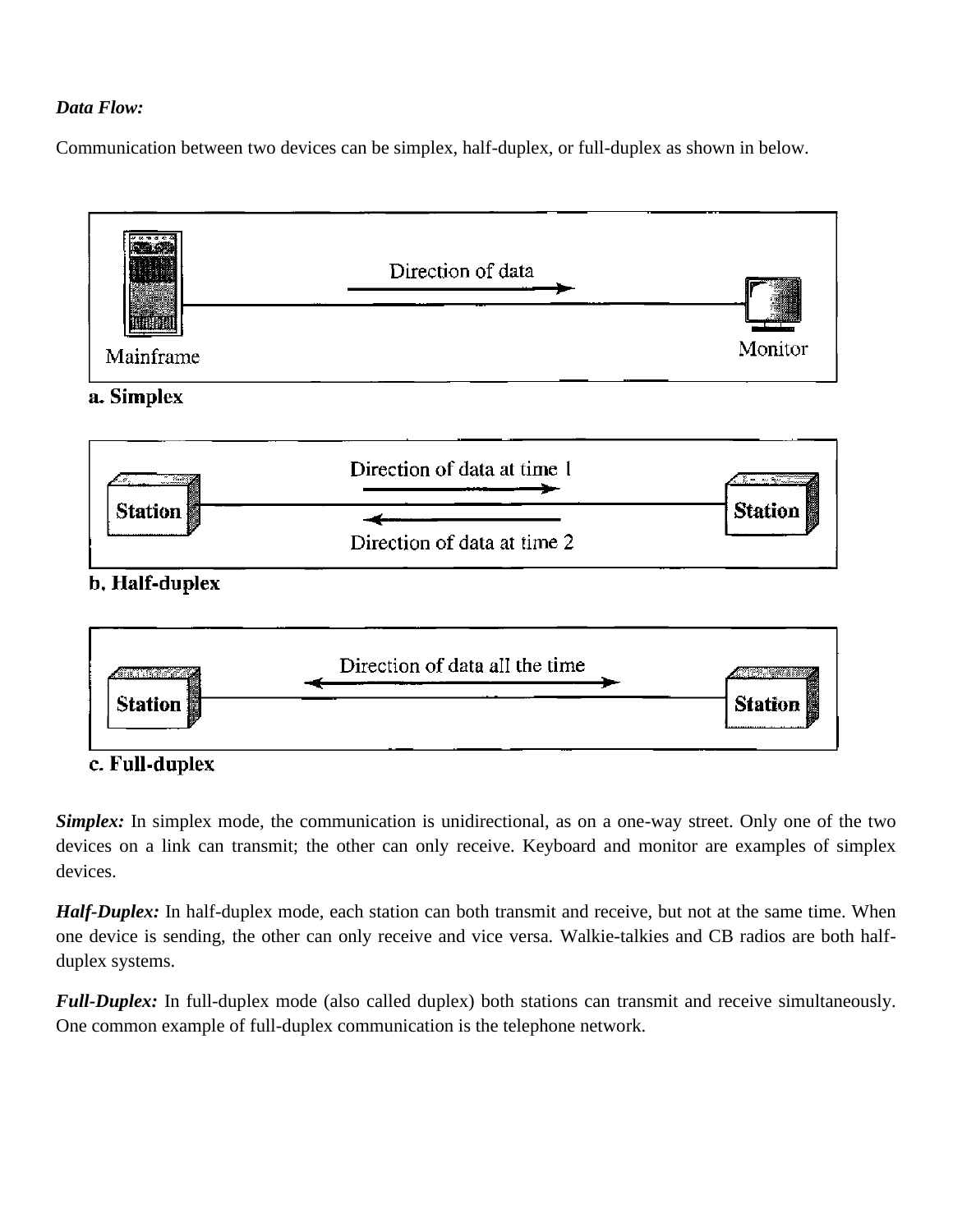***Data Flow:***

Communication between two devices can be simplex, half-duplex, or full-duplex as shown in below.

Direction of data

Mainframe

Monitor

**a. Simplex**

Direction of data at time 1

Station

Station

Direction of data at time 2

**b. Half-duplex**

Direction of data all the time

Station

Station

**c. Full-duplex**

***Simplex:*** In simplex mode, the communication is unidirectional, as on a one-way street. Only one of the two devices on a link can transmit; the other can only receive. Keyboard and monitor are examples of simplex devices.

***Half-Duplex:*** In half-duplex mode, each station can both transmit and receive, but not at the same time. When one device is sending, the other can only receive and vice versa. Walkie-talkies and CB radios are both half-duplex systems.

***Full-Duplex:*** In full-duplex mode (also called duplex) both stations can transmit and receive simultaneously. One common example of full-duplex communication is the telephone network.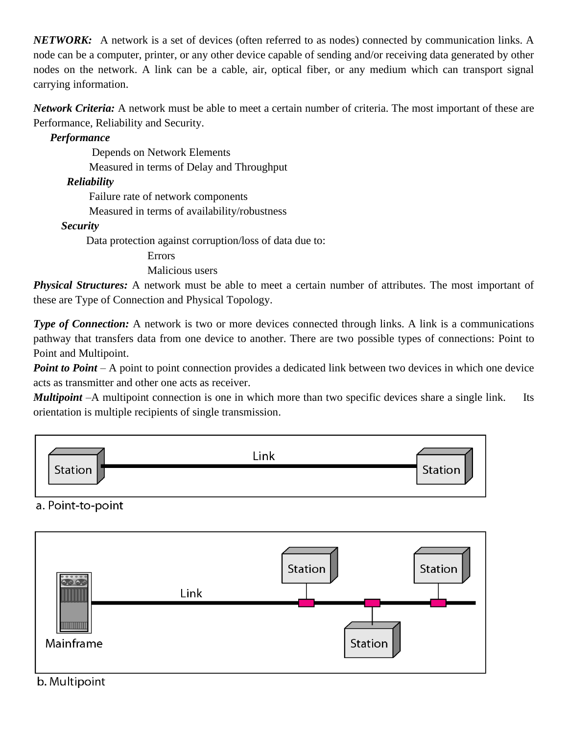***NETWORK:*** A network is a set of devices (often referred to as nodes) connected by communication links. A node can be a computer, printer, or any other device capable of sending and/or receiving data generated by other nodes on the network. A link can be a cable, air, optical fiber, or any medium which can transport signal carrying information.

***Network Criteria:*** A network must be able to meet a certain number of criteria. The most important of these are Performance, Reliability and Security.

***Performance***

Depends on Network Elements

Measured in terms of Delay and Throughput

***Reliability***

Failure rate of network components

Measured in terms of availability/robustness

***Security***

Data protection against corruption/loss of data due to:

Errors

Malicious users

***Physical Structures:*** A network must be able to meet a certain number of attributes. The most important of these are Type of Connection and Physical Topology.

***Type of Connection:*** A network is two or more devices connected through links. A link is a communications pathway that transfers data from one device to another. There are two possible types of connections: Point to Point and Multipoint.

***Point to Point*** – A point to point connection provides a dedicated link between two devices in which one device acts as transmitter and other one acts as receiver.

***Multipoint*** –A multipoint connection is one in which more than two specific devices share a single link. Its orientation is multiple recipients of single transmission.

a. Point-to-point

b. Multipoint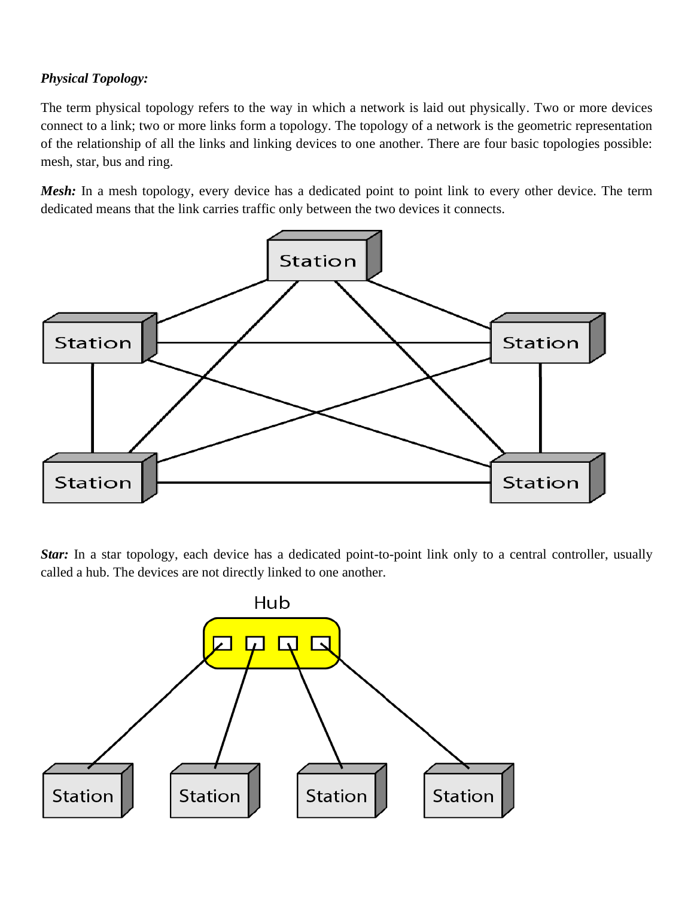***Physical Topology:***

The term physical topology refers to the way in which a network is laid out physically. Two or more devices connect to a link; two or more links form a topology. The topology of a network is the geometric representation of the relationship of all the links and linking devices to one another. There are four basic topologies possible: mesh, star, bus and ring.

***Mesh:*** In a mesh topology, every device has a dedicated point to point link to every other device. The term dedicated means that the link carries traffic only between the two devices it connects.

***Star:*** In a star topology, each device has a dedicated point-to-point link only to a central controller, usually called a hub. The devices are not directly linked to one another.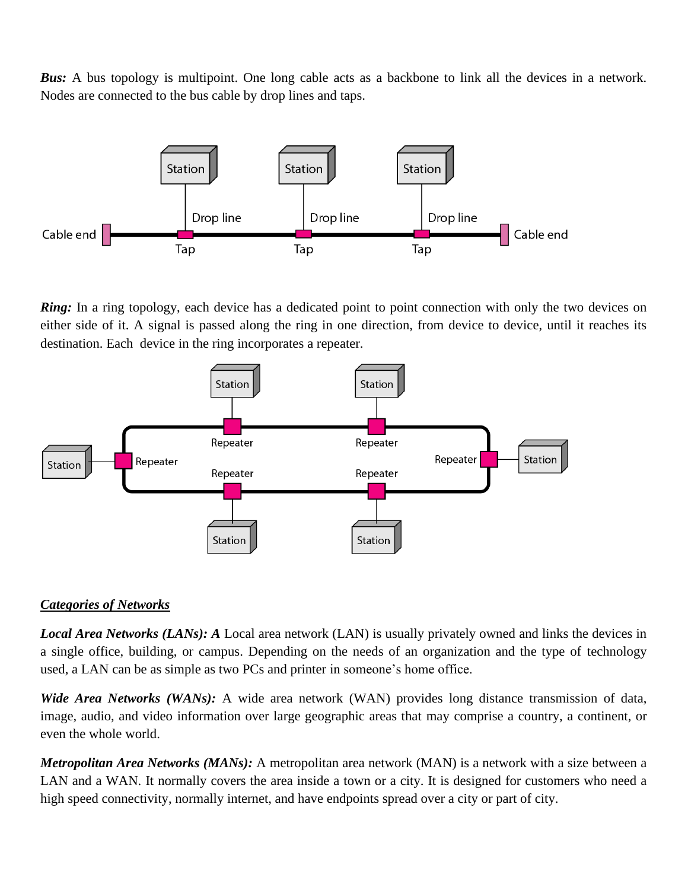***Bus:*** A bus topology is multipoint. One long cable acts as a backbone to link all the devices in a network. Nodes are connected to the bus cable by drop lines and taps.

Station
Station
Station
Drop line
Drop line
Drop line
Cable end
Tap
Tap
Tap
Cable end

***Ring:*** In a ring topology, each device has a dedicated point to point connection with only the two devices on either side of it. A signal is passed along the ring in one direction, from device to device, until it reaches its destination. Each device in the ring incorporates a repeater.

Station
Station
Repeater
Repeater
Station
Repeater
Repeater
Station
Repeater
Repeater
Repeater
Repeater
Station
Station

***<u>Categories of Networks</u>***

***Local Area Networks (LANs): A*** Local area network (LAN) is usually privately owned and links the devices in a single office, building, or campus. Depending on the needs of an organization and the type of technology used, a LAN can be as simple as two PCs and printer in someone's home office.

***Wide Area Networks (WANs):*** A wide area network (WAN) provides long distance transmission of data, image, audio, and video information over large geographic areas that may comprise a country, a continent, or even the whole world.

***Metropolitan Area Networks (MANs):*** A metropolitan area network (MAN) is a network with a size between a LAN and a WAN. It normally covers the area inside a town or a city. It is designed for customers who need a high speed connectivity, normally internet, and have endpoints spread over a city or part of city.